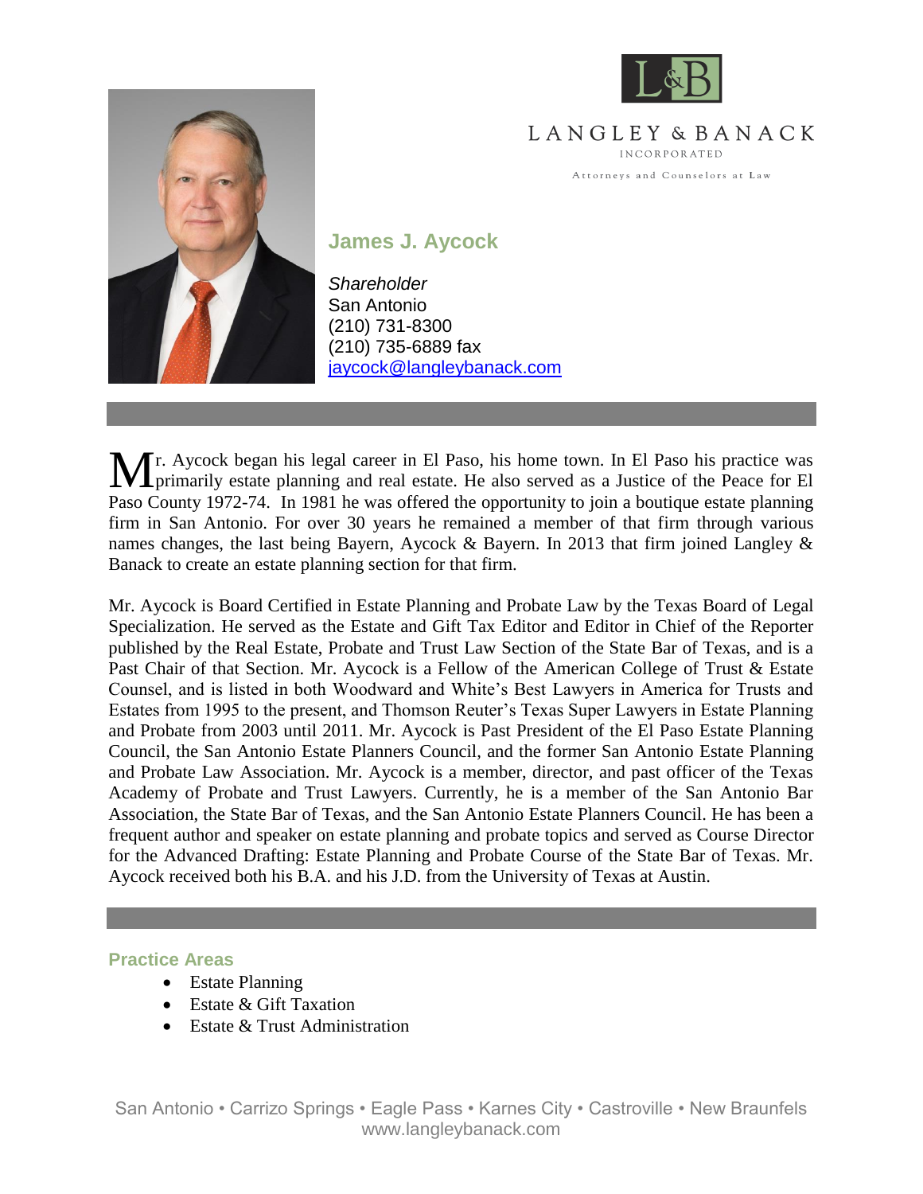LANGLEY & BANACK

INCORPORATED

Attorneys and Counselors at Law

## James J. Aycock

*Shareholder*
San Antonio
(210) 731-8300
(210) 735-6889 fax
jaycock@langleybanack.com

Mr. Aycock began his legal career in El Paso, his home town. In El Paso his practice was primarily estate planning and real estate. He also served as a Justice of the Peace for El Paso County 1972-74. In 1981 he was offered the opportunity to join a boutique estate planning firm in San Antonio. For over 30 years he remained a member of that firm through various names changes, the last being Bayern, Aycock & Bayern. In 2013 that firm joined Langley & Banack to create an estate planning section for that firm.

Mr. Aycock is Board Certified in Estate Planning and Probate Law by the Texas Board of Legal Specialization. He served as the Estate and Gift Tax Editor and Editor in Chief of the Reporter published by the Real Estate, Probate and Trust Law Section of the State Bar of Texas, and is a Past Chair of that Section. Mr. Aycock is a Fellow of the American College of Trust & Estate Counsel, and is listed in both Woodward and White's Best Lawyers in America for Trusts and Estates from 1995 to the present, and Thomson Reuter's Texas Super Lawyers in Estate Planning and Probate from 2003 until 2011. Mr. Aycock is Past President of the El Paso Estate Planning Council, the San Antonio Estate Planners Council, and the former San Antonio Estate Planning and Probate Law Association. Mr. Aycock is a member, director, and past officer of the Texas Academy of Probate and Trust Lawyers. Currently, he is a member of the San Antonio Bar Association, the State Bar of Texas, and the San Antonio Estate Planners Council. He has been a frequent author and speaker on estate planning and probate topics and served as Course Director for the Advanced Drafting: Estate Planning and Probate Course of the State Bar of Texas. Mr. Aycock received both his B.A. and his J.D. from the University of Texas at Austin.

### Practice Areas

- Estate Planning
- Estate & Gift Taxation
- Estate & Trust Administration

San Antonio • Carrizo Springs • Eagle Pass • Karnes City • Castroville • New Braunfels
www.langleybanack.com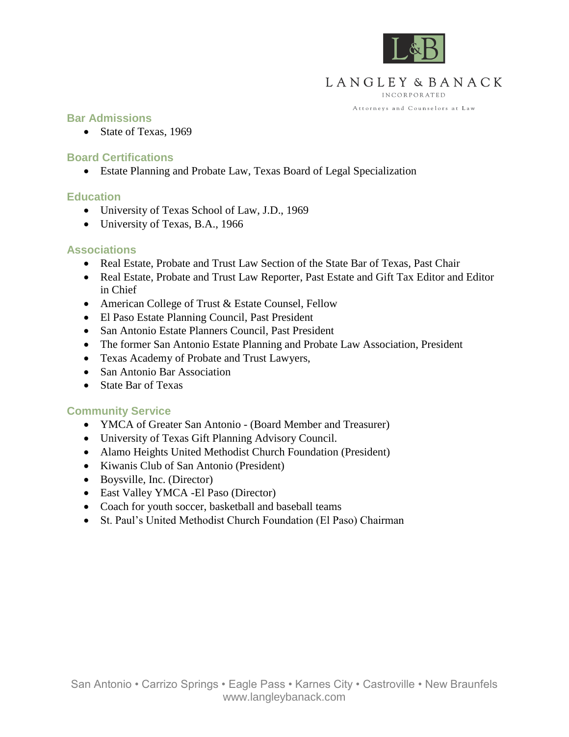## Bar Admissions

- State of Texas, 1969

## Board Certifications

- Estate Planning and Probate Law, Texas Board of Legal Specialization

## Education

- University of Texas School of Law, J.D., 1969
- University of Texas, B.A., 1966

## Associations

- Real Estate, Probate and Trust Law Section of the State Bar of Texas, Past Chair
- Real Estate, Probate and Trust Law Reporter, Past Estate and Gift Tax Editor and Editor in Chief
- American College of Trust & Estate Counsel, Fellow
- El Paso Estate Planning Council, Past President
- San Antonio Estate Planners Council, Past President
- The former San Antonio Estate Planning and Probate Law Association, President
- Texas Academy of Probate and Trust Lawyers,
- San Antonio Bar Association
- State Bar of Texas

## Community Service

- YMCA of Greater San Antonio - (Board Member and Treasurer)
- University of Texas Gift Planning Advisory Council.
- Alamo Heights United Methodist Church Foundation (President)
- Kiwanis Club of San Antonio (President)
- Boysville, Inc. (Director)
- East Valley YMCA -El Paso (Director)
- Coach for youth soccer, basketball and baseball teams
- St. Paul's United Methodist Church Foundation (El Paso) Chairman